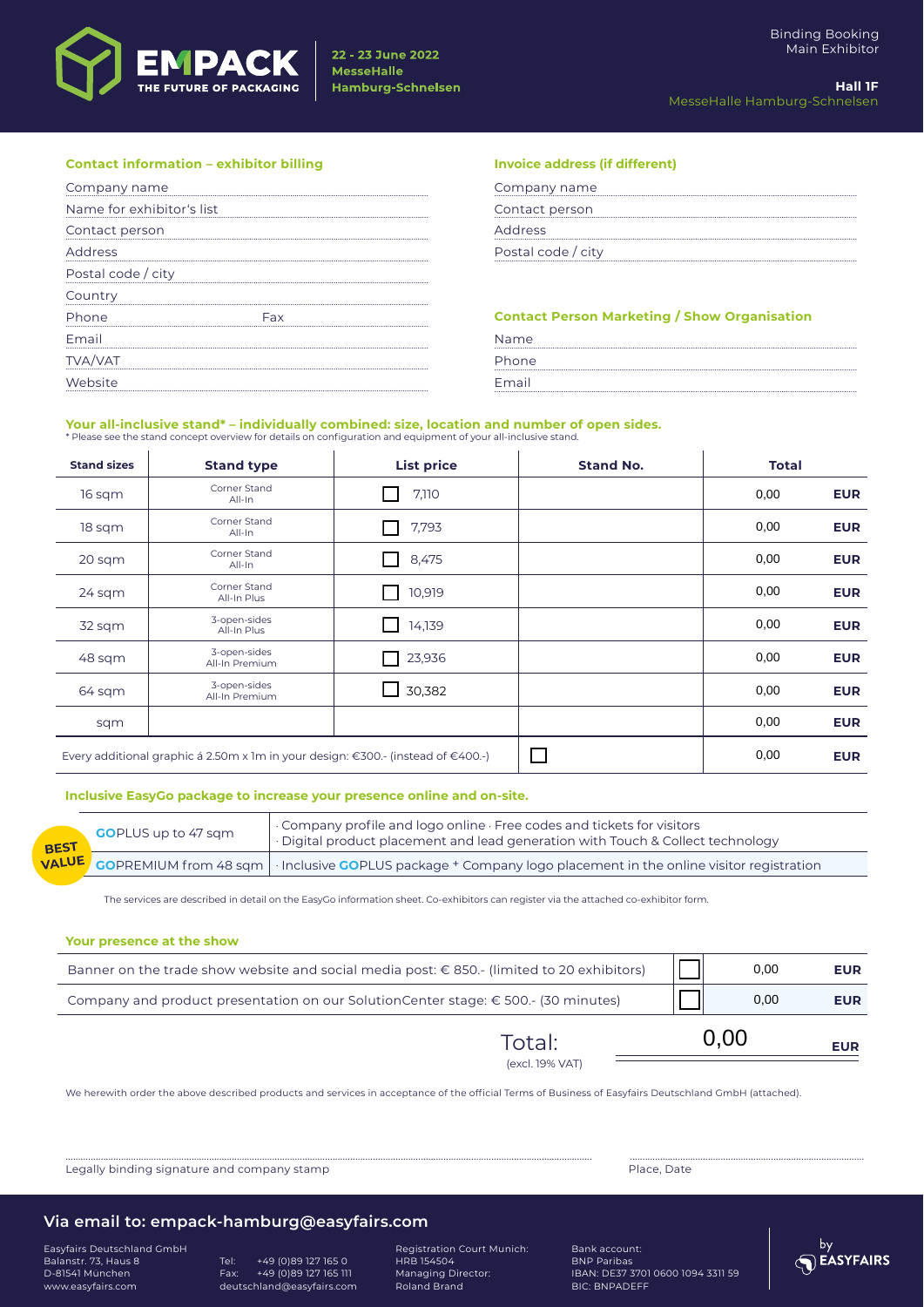EMPACK THE FUTURE OF PACKAGING

**22 - 23 June 2022**
**MesseHalle**
**Hamburg-Schnelsen**

Binding Booking
Main Exhibitor

**Hall 1F**
MesseHalle Hamburg-Schnelsen

### Contact information – exhibitor billing

Company name
Name for exhibitor's list
Contact person
Address
Postal code / city
Country
Phone Fax
Email
TVA/VAT
Website

### Invoice address (if different)

Company name
Contact person
Address
Postal code / city

### Contact Person Marketing / Show Organisation

Name
Phone
Email

### Your all-inclusive stand* – individually combined: size, location and number of open sides.

* Please see the stand concept overview for details on configuration and equipment of your all-inclusive stand.

| Stand sizes | Stand type | List price | Stand No. | Total | |
|---|---|---|---|---|---|
| 16 sqm | Corner Stand All-In | ☐ 7,110 | | 0,00 | EUR |
| 18 sqm | Corner Stand All-In | ☐ 7,793 | | 0,00 | EUR |
| 20 sqm | Corner Stand All-In | ☐ 8,475 | | 0,00 | EUR |
| 24 sqm | Corner Stand All-In Plus | ☐ 10,919 | | 0,00 | EUR |
| 32 sqm | 3-open-sides All-In Plus | ☐ 14,139 | | 0,00 | EUR |
| 48 sqm | 3-open-sides All-In Premium | ☐ 23,936 | | 0,00 | EUR |
| 64 sqm | 3-open-sides All-In Premium | ☐ 30,382 | | 0,00 | EUR |
| sqm | | | | 0,00 | EUR |
| Every additional graphic á 2.50m x 1m in your design: €300.- (instead of €400.-) | | | ☐ | 0,00 | EUR |

### Inclusive EasyGo package to increase your presence online and on-site.

| | | |
|---|---|---|
| BEST VALUE | GOPLUS up to 47 sqm | · Company profile and logo online · Free codes and tickets for visitors<br>· Digital product placement and lead generation with Touch & Collect technology |
| | GOPREMIUM from 48 sqm | · Inclusive GOPLUS package + Company logo placement in the online visitor registration |

The services are described in detail on the EasyGo information sheet. Co-exhibitors can register via the attached co-exhibitor form.

### Your presence at the show

| | | | |
|---|---|---|---|
| Banner on the trade show website and social media post: € 850.- (limited to 20 exhibitors) | ☐ | 0,00 | EUR |
| Company and product presentation on our SolutionCenter stage: € 500.- (30 minutes) | ☐ | 0,00 | EUR |

Total: (excl. 19% VAT) 0,00 EUR

We herewith order the above described products and services in acceptance of the official Terms of Business of Easyfairs Deutschland GmbH (attached).

Legally binding signature and company stamp

Place, Date

**Via email to: empack-hamburg@easyfairs.com**

Easyfairs Deutschland GmbH
Balanstr. 73, Haus 8
D-81541 München
www.easyfairs.com

Tel: +49 (0)89 127 165 0
Fax: +49 (0)89 127 165 111
deutschland@easyfairs.com

Registration Court Munich:
HRB 154504
Managing Director:
Roland Brand

Bank account:
BNP Paribas
IBAN: DE37 3701 0600 1094 3311 59
BIC: BNPADEFF

by EASYFAIRS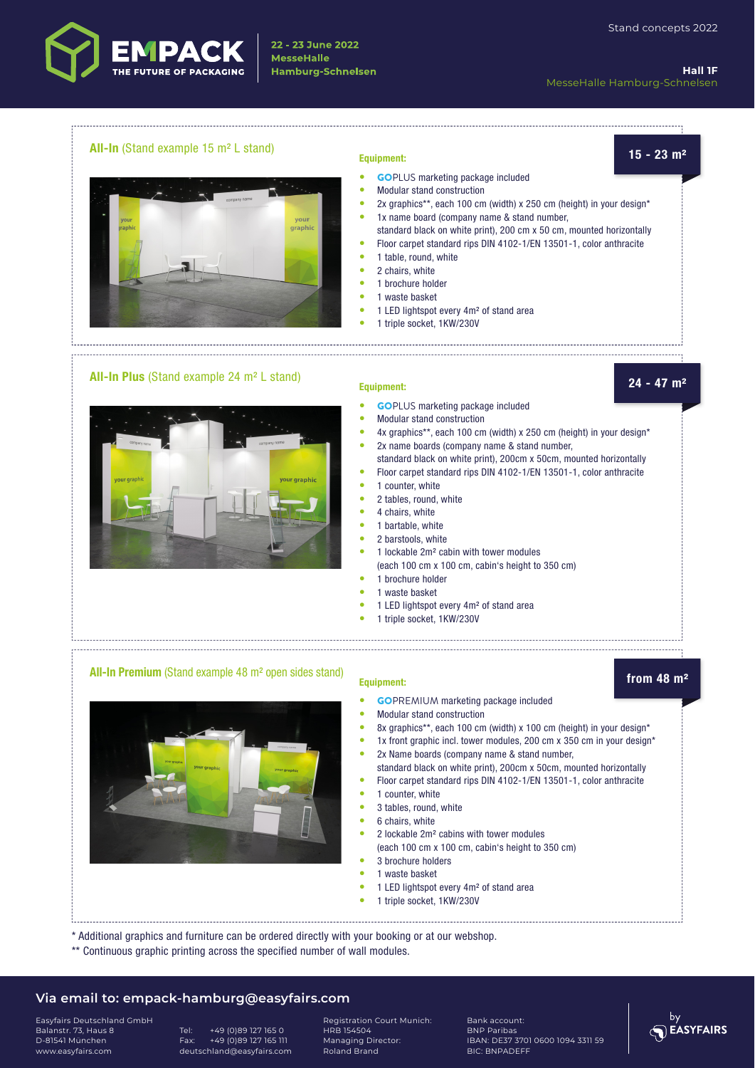EMPACK THE FUTURE OF PACKAGING

**22 - 23 June 2022**
**MesseHalle**
**Hamburg-Schnelsen**

Stand concepts 2022

**Hall 1F**
MesseHalle Hamburg-Schnelsen

## **All-In** (Stand example 15 m² L stand)

**15 - 23 m²**

**Equipment:**

- **GO**PLUS marketing package included
- Modular stand construction
- 2x graphics**, each 100 cm (width) x 250 cm (height) in your design*
- 1x name board (company name & stand number, standard black on white print), 200 cm x 50 cm, mounted horizontally
- Floor carpet standard rips DIN 4102-1/EN 13501-1, color anthracite
- 1 table, round, white
- 2 chairs, white
- 1 brochure holder
- 1 waste basket
- 1 LED lightspot every 4m² of stand area
- 1 triple socket, 1KW/230V

## **All-In Plus** (Stand example 24 m² L stand)

**24 - 47 m²**

**Equipment:**

- **GO**PLUS marketing package included
- Modular stand construction
- 4x graphics**, each 100 cm (width) x 250 cm (height) in your design*
- 2x name boards (company name & stand number, standard black on white print), 200cm x 50cm, mounted horizontally
- Floor carpet standard rips DIN 4102-1/EN 13501-1, color anthracite
- 1 counter, white
- 2 tables, round, white
- 4 chairs, white
- 1 bartable, white
- 2 barstools, white
- 1 lockable 2m² cabin with tower modules (each 100 cm x 100 cm, cabin's height to 350 cm)
- 1 brochure holder
- 1 waste basket
- 1 LED lightspot every 4m² of stand area
- 1 triple socket, 1KW/230V

## **All-In Premium** (Stand example 48 m² open sides stand)

**from 48 m²**

**Equipment:**

- **GO**PREMIUM marketing package included
- Modular stand construction
- 8x graphics**, each 100 cm (width) x 100 cm (height) in your design*
- 1x front graphic incl. tower modules, 200 cm x 350 cm in your design*
- 2x Name boards (company name & stand number, standard black on white print), 200cm x 50cm, mounted horizontally
- Floor carpet standard rips DIN 4102-1/EN 13501-1, color anthracite
- 1 counter, white
- 3 tables, round, white
- 6 chairs, white
- 2 lockable 2m² cabins with tower modules (each 100 cm x 100 cm, cabin's height to 350 cm)
- 3 brochure holders
- 1 waste basket
- 1 LED lightspot every 4m² of stand area
- 1 triple socket, 1KW/230V

* Additional graphics and furniture can be ordered directly with your booking or at our webshop.
** Continuous graphic printing across the specified number of wall modules.

**Via email to: empack-hamburg@easyfairs.com**

Easyfairs Deutschland GmbH
Balanstr. 73, Haus 8
D-81541 München
www.easyfairs.com

Tel: +49 (0)89 127 165 0
Fax: +49 (0)89 127 165 111
deutschland@easyfairs.com

Registration Court Munich:
HRB 154504
Managing Director:
Roland Brand

Bank account:
BNP Paribas
IBAN: DE37 3701 0600 1094 3311 59
BIC: BNPADEFF

by EASYFAIRS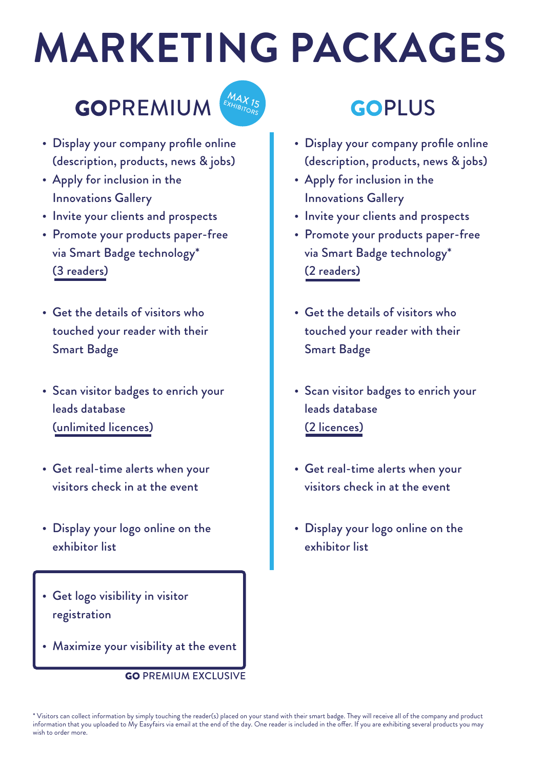# MARKETING PACKAGES

## GOPREMIUM

MAX 15 EXHIBITORS

- Display your company profile online (description, products, news & jobs)
- Apply for inclusion in the Innovations Gallery
- Invite your clients and prospects
- Promote your products paper-free via Smart Badge technology* (3 readers)
- Get the details of visitors who touched your reader with their Smart Badge
- Scan visitor badges to enrich your leads database (unlimited licences)
- Get real-time alerts when your visitors check in at the event
- Display your logo online on the exhibitor list

**GO PREMIUM EXCLUSIVE**

- Get logo visibility in visitor registration
- Maximize your visibility at the event

## GOPLUS

- Display your company profile online (description, products, news & jobs)
- Apply for inclusion in the Innovations Gallery
- Invite your clients and prospects
- Promote your products paper-free via Smart Badge technology* (2 readers)
- Get the details of visitors who touched your reader with their Smart Badge
- Scan visitor badges to enrich your leads database (2 licences)
- Get real-time alerts when your visitors check in at the event
- Display your logo online on the exhibitor list

* Visitors can collect information by simply touching the reader(s) placed on your stand with their smart badge. They will receive all of the company and product information that you uploaded to My Easyfairs via email at the end of the day. One reader is included in the offer. If you are exhibiting several products you may wish to order more.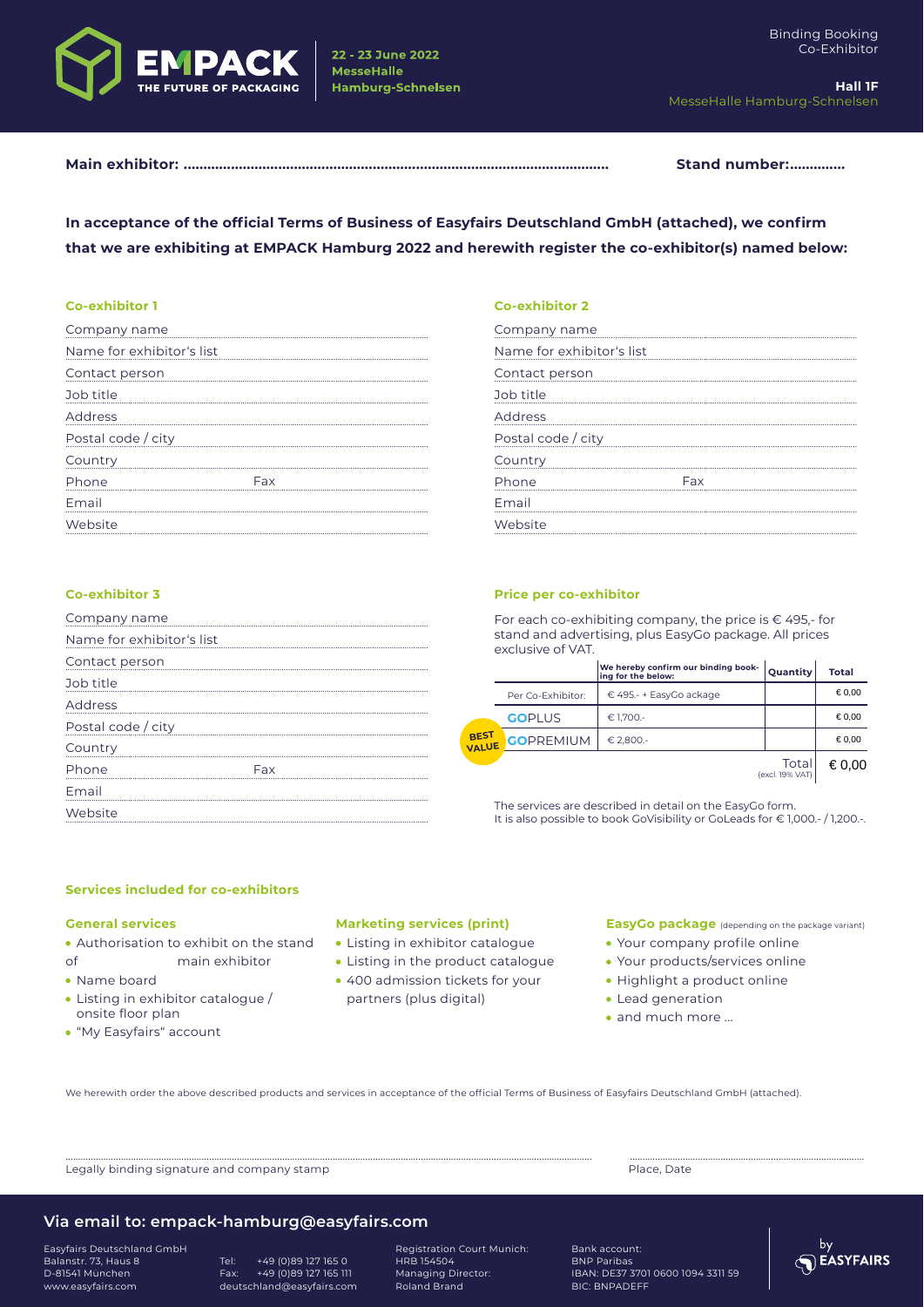EMPACK THE FUTURE OF PACKAGING

**22 - 23 June 2022**
**MesseHalle**
**Hamburg-Schnelsen**

Binding Booking
Co-Exhibitor

**Hall 1F**
MesseHalle Hamburg-Schnelsen

**Main exhibitor: ........................................................................................................** **Stand number:..............**

**In acceptance of the official Terms of Business of Easyfairs Deutschland GmbH (attached), we confirm that we are exhibiting at EMPACK Hamburg 2022 and herewith register the co-exhibitor(s) named below:**

### Co-exhibitor 1

Company name
Name for exhibitor's list
Contact person
Job title
Address
Postal code / city
Country
Phone Fax
Email
Website

### Co-exhibitor 2

Company name
Name for exhibitor's list
Contact person
Job title
Address
Postal code / city
Country
Phone Fax
Email
Website

### Co-exhibitor 3

Company name
Name for exhibitor's list
Contact person
Job title
Address
Postal code / city
Country
Phone Fax
Email
Website

### Price per co-exhibitor

For each co-exhibiting company, the price is € 495,- for stand and advertising, plus EasyGo package. All prices exclusive of VAT.

| | We hereby confirm our binding booking for the below: | Quantity | Total |
|---|---|---|---|
| Per Co-Exhibitor: | € 495.- + EasyGo ackage | | € 0,00 |
| GOPLUS | € 1,700.- | | € 0,00 |
| BEST VALUE GOPREMIUM | € 2,800.- | | € 0,00 |
| | | Total (excl. 19% VAT) | € 0,00 |

The services are described in detail on the EasyGo form.
It is also possible to book GoVisibility or GoLeads for € 1,000.- / 1,200.-.

### Services included for co-exhibitors

#### General services

- Authorisation to exhibit on the stand of main exhibitor
- Name board
- Listing in exhibitor catalogue / onsite floor plan
- "My Easyfairs" account

#### Marketing services (print)

- Listing in exhibitor catalogue
- Listing in the product catalogue
- 400 admission tickets for your partners (plus digital)

#### EasyGo package (depending on the package variant)

- Your company profile online
- Your products/services online
- Highlight a product online
- Lead generation
- and much more ...

We herewith order the above described products and services in acceptance of the official Terms of Business of Easyfairs Deutschland GmbH (attached).

Legally binding signature and company stamp

Place, Date

## Via email to: empack-hamburg@easyfairs.com

Easyfairs Deutschland GmbH
Balanstr. 73, Haus 8
D-81541 München
www.easyfairs.com

Tel: +49 (0)89 127 165 0
Fax: +49 (0)89 127 165 111
deutschland@easyfairs.com

Registration Court Munich:
HRB 154504
Managing Director:
Roland Brand

Bank account:
BNP Paribas
IBAN: DE37 3701 0600 1094 3311 59
BIC: BNPADEFF

by EASYFAIRS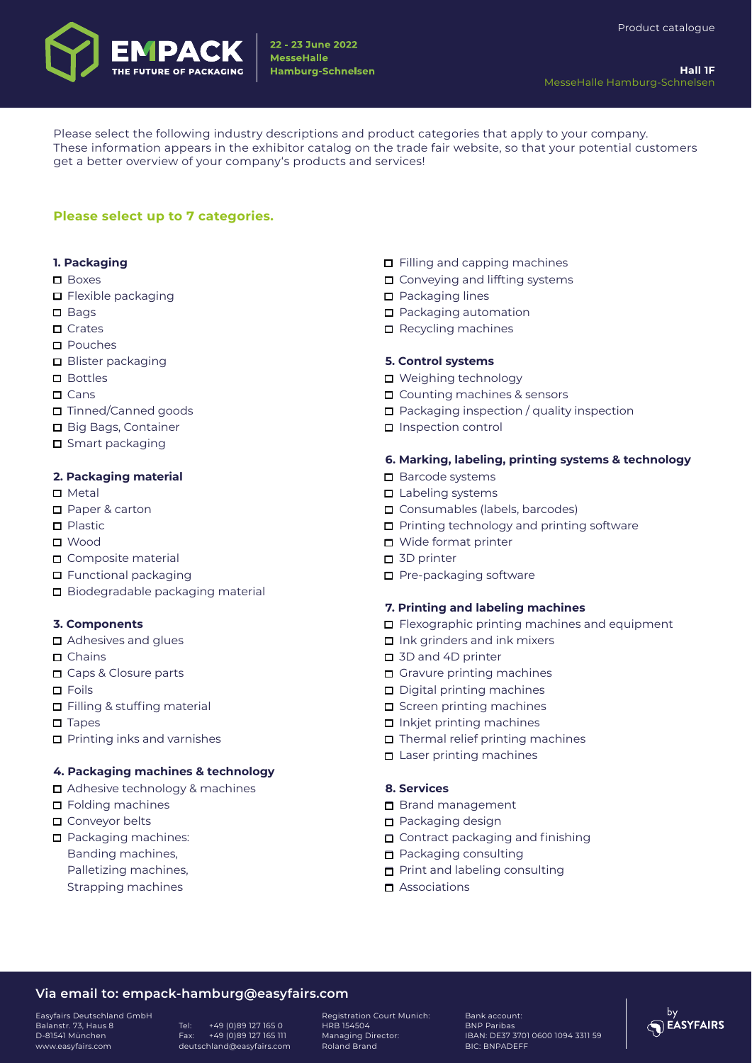EMPACK THE FUTURE OF PACKAGING

22 - 23 June 2022
MesseHalle
Hamburg-Schnelsen

Product catalogue

**Hall 1F**
MesseHalle Hamburg-Schnelsen

Please select the following industry descriptions and product categories that apply to your company. These information appears in the exhibitor catalog on the trade fair website, so that your potential customers get a better overview of your company's products and services!

**Please select up to 7 categories.**

**1. Packaging**

- ☐ Boxes
- ☐ Flexible packaging
- ☐ Bags
- ☐ Crates
- ☐ Pouches
- ☐ Blister packaging
- ☐ Bottles
- ☐ Cans
- ☐ Tinned/Canned goods
- ☐ Big Bags, Container
- ☐ Smart packaging

**2. Packaging material**

- ☐ Metal
- ☐ Paper & carton
- ☐ Plastic
- ☐ Wood
- ☐ Composite material
- ☐ Functional packaging
- ☐ Biodegradable packaging material

**3. Components**

- ☐ Adhesives and glues
- ☐ Chains
- ☐ Caps & Closure parts
- ☐ Foils
- ☐ Filling & stuffing material
- ☐ Tapes
- ☐ Printing inks and varnishes

**4. Packaging machines & technology**

- ☐ Adhesive technology & machines
- ☐ Folding machines
- ☐ Conveyor belts
- ☐ Packaging machines: Banding machines, Palletizing machines, Strapping machines
- ☐ Filling and capping machines
- ☐ Conveying and liffting systems
- ☐ Packaging lines
- ☐ Packaging automation
- ☐ Recycling machines

**5. Control systems**

- ☐ Weighing technology
- ☐ Counting machines & sensors
- ☐ Packaging inspection / quality inspection
- ☐ Inspection control

**6. Marking, labeling, printing systems & technology**

- ☐ Barcode systems
- ☐ Labeling systems
- ☐ Consumables (labels, barcodes)
- ☐ Printing technology and printing software
- ☐ Wide format printer
- ☐ 3D printer
- ☐ Pre-packaging software

**7. Printing and labeling machines**

- ☐ Flexographic printing machines and equipment
- ☐ Ink grinders and ink mixers
- ☐ 3D and 4D printer
- ☐ Gravure printing machines
- ☐ Digital printing machines
- ☐ Screen printing machines
- ☐ Inkjet printing machines
- ☐ Thermal relief printing machines
- ☐ Laser printing machines

**8. Services**

- ☐ Brand management
- ☐ Packaging design
- ☐ Contract packaging and finishing
- ☐ Packaging consulting
- ☐ Print and labeling consulting
- ☐ Associations

**Via email to: empack-hamburg@easyfairs.com**

Easyfairs Deutschland GmbH
Balanstr. 73, Haus 8
D-81541 München
www.easyfairs.com

Tel: +49 (0)89 127 165 0
Fax: +49 (0)89 127 165 111
deutschland@easyfairs.com

Registration Court Munich:
HRB 154504
Managing Director:
Roland Brand

Bank account:
BNP Paribas
IBAN: DE37 3701 0600 1094 3311 59
BIC: BNPADEFF

by EASYFAIRS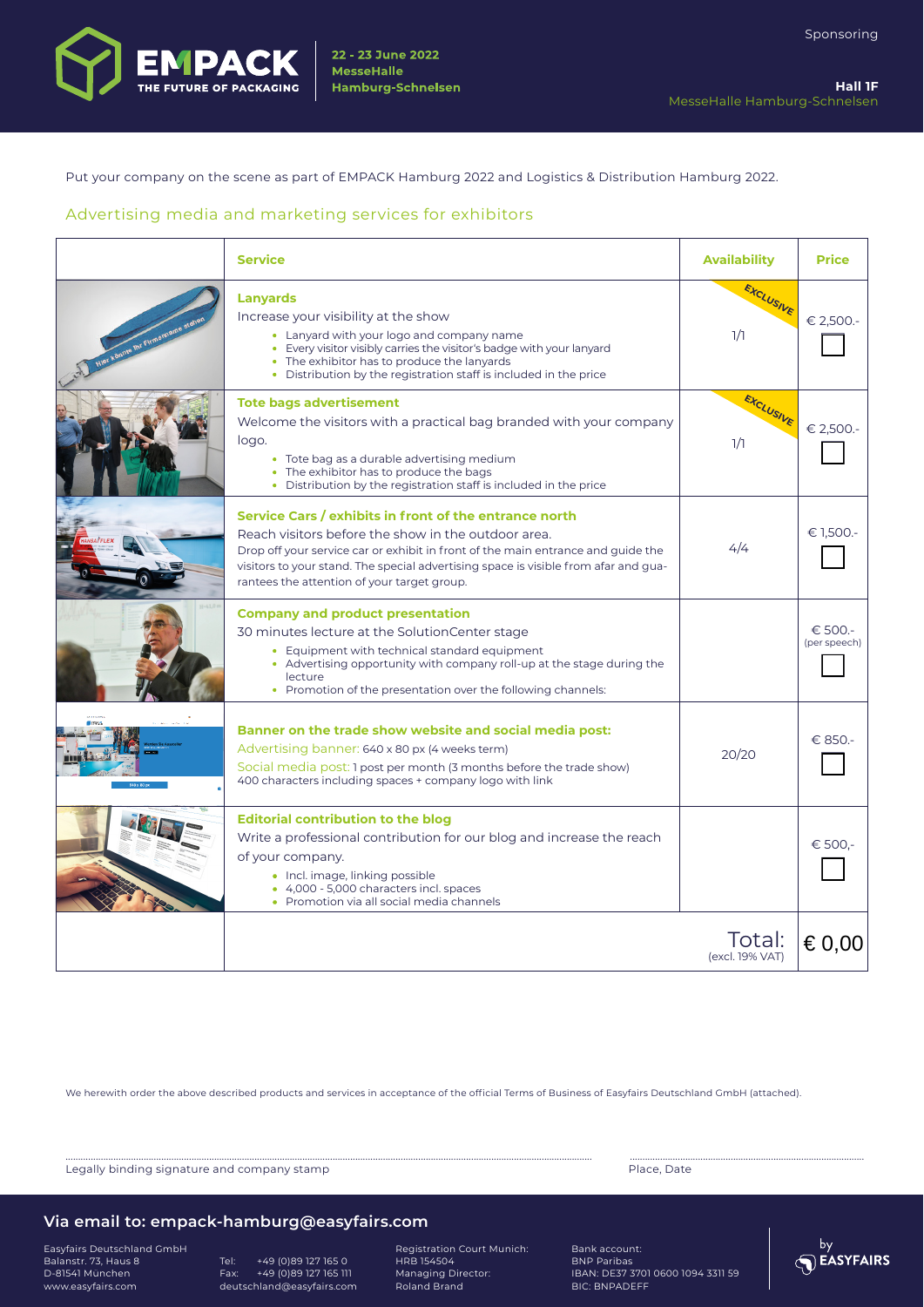**EMPACK** THE FUTURE OF PACKAGING

**22 - 23 June 2022**
**MesseHalle Hamburg-Schnelsen**

Sponsoring

**Hall 1F**
MesseHalle Hamburg-Schnelsen

Put your company on the scene as part of EMPACK Hamburg 2022 and Logistics & Distribution Hamburg 2022.

## Advertising media and marketing services for exhibitors

| | Service | Availability | Price |
|---|---|---|---|
| | **Lanyards**<br>Increase your visibility at the show<br>• Lanyard with your logo and company name<br>• Every visitor visibly carries the visitor's badge with your lanyard<br>• The exhibitor has to produce the lanyards<br>• Distribution by the registration staff is included in the price | EXCLUSIVE<br>1/1 | € 2,500.- ☐ |
| | **Tote bags advertisement**<br>Welcome the visitors with a practical bag branded with your company logo.<br>• Tote bag as a durable advertising medium<br>• The exhibitor has to produce the bags<br>• Distribution by the registration staff is included in the price | EXCLUSIVE<br>1/1 | € 2,500.- ☐ |
| | **Service Cars / exhibits in front of the entrance north**<br>Reach visitors before the show in the outdoor area.<br>Drop off your service car or exhibit in front of the main entrance and guide the visitors to your stand. The special advertising space is visible from afar and guarantees the attention of your target group. | 4/4 | € 1,500.- ☐ |
| | **Company and product presentation**<br>30 minutes lecture at the SolutionCenter stage<br>• Equipment with technical standard equipment<br>• Advertising opportunity with company roll-up at the stage during the lecture<br>• Promotion of the presentation over the following channels: | | € 500.- (per speech) ☐ |
| | **Banner on the trade show website and social media post:**<br>Advertising banner: 640 x 80 px (4 weeks term)<br>Social media post: 1 post per month (3 months before the trade show) 400 characters including spaces + company logo with link | 20/20 | € 850.- ☐ |
| | **Editorial contribution to the blog**<br>Write a professional contribution for our blog and increase the reach of your company.<br>• Incl. image, linking possible<br>• 4,000 - 5,000 characters incl. spaces<br>• Promotion via all social media channels | | € 500,- ☐ |
| | | Total: (excl. 19% VAT) | € 0,00 |

We herewith order the above described products and services in acceptance of the official Terms of Business of Easyfairs Deutschland GmbH (attached).

Legally binding signature and company stamp

Place, Date

## Via email to: empack-hamburg@easyfairs.com

Easyfairs Deutschland GmbH
Balanstr. 73, Haus 8
D-81541 München
www.easyfairs.com

Tel: +49 (0)89 127 165 0
Fax: +49 (0)89 127 165 111
deutschland@easyfairs.com

Registration Court Munich:
HRB 154504
Managing Director:
Roland Brand

Bank account:
BNP Paribas
IBAN: DE37 3701 0600 1094 3311 59
BIC: BNPADEFF

by EASYFAIRS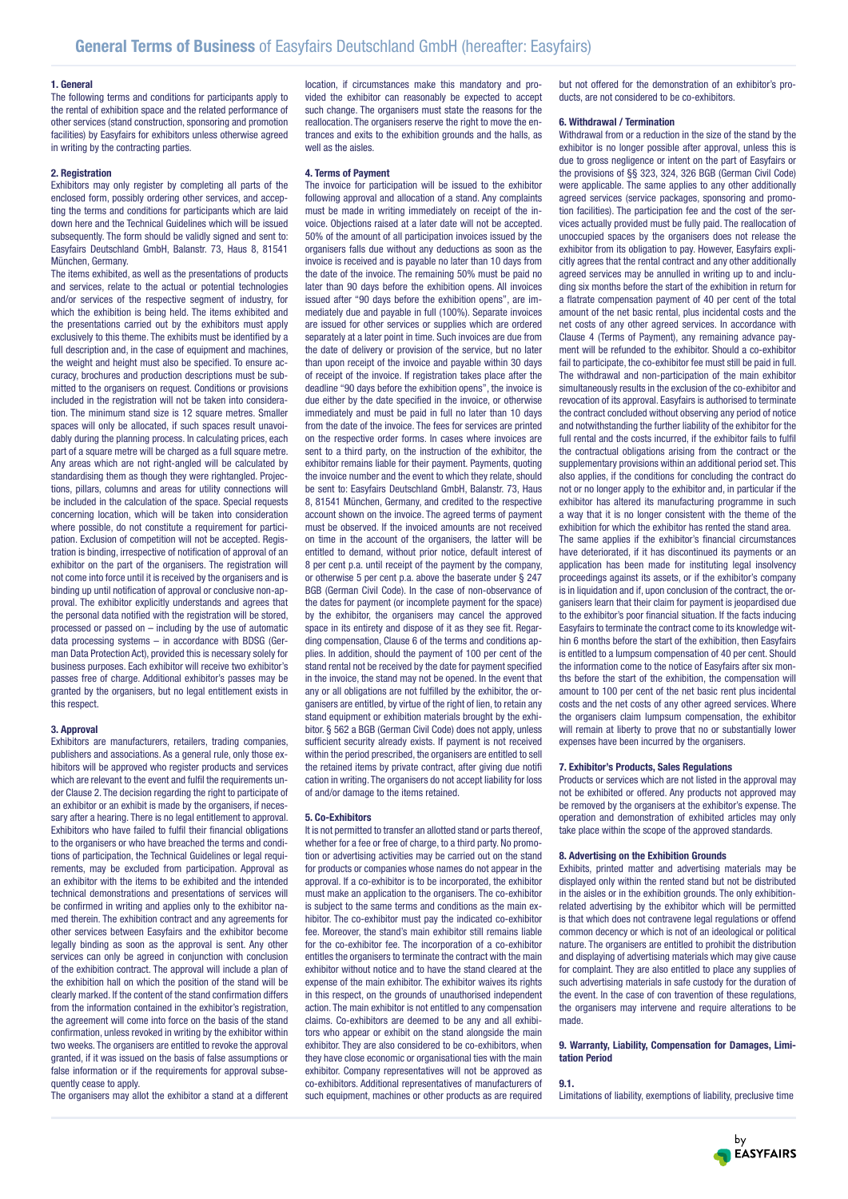# General Terms of Business of Easyfairs Deutschland GmbH (hereafter: Easyfairs)

### 1. General

The following terms and conditions for participants apply to the rental of exhibition space and the related performance of other services (stand construction, sponsoring and promotion facilities) by Easyfairs for exhibitors unless otherwise agreed in writing by the contracting parties.

### 2. Registration

Exhibitors may only register by completing all parts of the enclosed form, possibly ordering other services, and accepting the terms and conditions for participants which are laid down here and the Technical Guidelines which will be issued subsequently. The form should be validly signed and sent to: Easyfairs Deutschland GmbH, Balanstr. 73, Haus 8, 81541 München, Germany.

The items exhibited, as well as the presentations of products and services, relate to the actual or potential technologies and/or services of the respective segment of industry, for which the exhibition is being held. The items exhibited and the presentations carried out by the exhibitors must apply exclusively to this theme. The exhibits must be identified by a full description and, in the case of equipment and machines, the weight and height must also be specified. To ensure accuracy, brochures and production descriptions must be submitted to the organisers on request. Conditions or provisions included in the registration will not be taken into consideration. The minimum stand size is 12 square metres. Smaller spaces will only be allocated, if such spaces result unavoidably during the planning process. In calculating prices, each part of a square metre will be charged as a full square metre. Any areas which are not right-angled will be calculated by standardising them as though they were rightangled. Projections, pillars, columns and areas for utility connections will be included in the calculation of the space. Special requests concerning location, which will be taken into consideration where possible, do not constitute a requirement for participation. Exclusion of competition will not be accepted. Registration is binding, irrespective of notification of approval of an exhibitor on the part of the organisers. The registration will not come into force until it is received by the organisers and is binding up until notification of approval or conclusive non-approval. The exhibitor explicitly understands and agrees that the personal data notified with the registration will be stored, processed or passed on – including by the use of automatic data processing systems – in accordance with BDSG (German Data Protection Act), provided this is necessary solely for business purposes. Each exhibitor will receive two exhibitor's passes free of charge. Additional exhibitor's passes may be granted by the organisers, but no legal entitlement exists in this respect.

### 3. Approval

Exhibitors are manufacturers, retailers, trading companies, publishers and associations. As a general rule, only those exhibitors will be approved who register products and services which are relevant to the event and fulfil the requirements under Clause 2. The decision regarding the right to participate of an exhibitor or an exhibit is made by the organisers, if necessary after a hearing. There is no legal entitlement to approval. Exhibitors who have failed to fulfil their financial obligations to the organisers or who have breached the terms and conditions of participation, the Technical Guidelines or legal requirements, may be excluded from participation. Approval as an exhibitor with the items to be exhibited and the intended technical demonstrations and presentations of services will be confirmed in writing and applies only to the exhibitor named therein. The exhibition contract and any agreements for other services between Easyfairs and the exhibitor become legally binding as soon as the approval is sent. Any other services can only be agreed in conjunction with conclusion of the exhibition contract. The approval will include a plan of the exhibition hall on which the position of the stand will be clearly marked. If the content of the stand confirmation differs from the information contained in the exhibitor's registration, the agreement will come into force on the basis of the stand confirmation, unless revoked in writing by the exhibitor within two weeks. The organisers are entitled to revoke the approval granted, if it was issued on the basis of false assumptions or false information or if the requirements for approval subsequently cease to apply.

The organisers may allot the exhibitor a stand at a different location, if circumstances make this mandatory and provided the exhibitor can reasonably be expected to accept such change. The organisers must state the reasons for the reallocation. The organisers reserve the right to move the entrances and exits to the exhibition grounds and the halls, as well as the aisles.

### 4. Terms of Payment

The invoice for participation will be issued to the exhibitor following approval and allocation of a stand. Any complaints must be made in writing immediately on receipt of the invoice. Objections raised at a later date will not be accepted. 50% of the amount of all participation invoices issued by the organisers falls due without any deductions as soon as the invoice is received and is payable no later than 10 days from the date of the invoice. The remaining 50% must be paid no later than 90 days before the exhibition opens. All invoices issued after "90 days before the exhibition opens", are immediately due and payable in full (100%). Separate invoices are issued for other services or supplies which are ordered separately at a later point in time. Such invoices are due from the date of delivery or provision of the service, but no later than upon receipt of the invoice and payable within 30 days of receipt of the invoice. If registration takes place after the deadline "90 days before the exhibition opens", the invoice is due either by the date specified in the invoice, or otherwise immediately and must be paid in full no later than 10 days from the date of the invoice. The fees for services are printed on the respective order forms. In cases where invoices are sent to a third party, on the instruction of the exhibitor, the exhibitor remains liable for their payment. Payments, quoting the invoice number and the event to which they relate, should be sent to: Easyfairs Deutschland GmbH, Balanstr. 73, Haus 8, 81541 München, Germany, and credited to the respective account shown on the invoice. The agreed terms of payment must be observed. If the invoiced amounts are not received on time in the account of the organisers, the latter will be entitled to demand, without prior notice, default interest of 8 per cent p.a. until receipt of the payment by the company, or otherwise 5 per cent p.a. above the baserate under § 247 BGB (German Civil Code). In the case of non-observance of the dates for payment (or incomplete payment for the space) by the exhibitor, the organisers may cancel the approved space in its entirety and dispose of it as they see fit. Regarding compensation, Clause 6 of the terms and conditions applies. In addition, should the payment of 100 per cent of the stand rental not be received by the date for payment specified in the invoice, the stand may not be opened. In the event that any or all obligations are not fulfilled by the exhibitor, the organisers are entitled, by virtue of the right of lien, to retain any stand equipment or exhibition materials brought by the exhibitor. § 562 a BGB (German Civil Code) does not apply, unless sufficient security already exists. If payment is not received within the period prescribed, the organisers are entitled to sell the retained items by private contract, after giving due notification in writing. The organisers do not accept liability for loss of and/or damage to the items retained.

### 5. Co-Exhibitors

It is not permitted to transfer an allotted stand or parts thereof, whether for a fee or free of charge, to a third party. No promotion or advertising activities may be carried out on the stand for products or companies whose names do not appear in the approval. If a co-exhibitor is to be incorporated, the exhibitor must make an application to the organisers. The co-exhibitor is subject to the same terms and conditions as the main exhibitor. The co-exhibitor must pay the indicated co-exhibitor fee. Moreover, the stand's main exhibitor still remains liable for the co-exhibitor fee. The incorporation of a co-exhibitor entitles the organisers to terminate the contract with the main exhibitor without notice and to have the stand cleared at the expense of the main exhibitor. The exhibitor waives its rights in this respect, on the grounds of unauthorised independent action. The main exhibitor is not entitled to any compensation claims. Co-exhibitors are deemed to be any and all exhibitors who appear or exhibit on the stand alongside the main exhibitor. They are also considered to be co-exhibitors, when they have close economic or organisational ties with the main exhibitor. Company representatives will not be approved as co-exhibitors. Additional representatives of manufacturers of such equipment, machines or other products as are required but not offered for the demonstration of an exhibitor's products, are not considered to be co-exhibitors.

### 6. Withdrawal / Termination

Withdrawal from or a reduction in the size of the stand by the exhibitor is no longer possible after approval, unless this is due to gross negligence or intent on the part of Easyfairs or the provisions of §§ 323, 324, 326 BGB (German Civil Code) were applicable. The same applies to any other additionally agreed services (service packages, sponsoring and promotion facilities). The participation fee and the cost of the services actually provided must be fully paid. The reallocation of unoccupied spaces by the organisers does not release the exhibitor from its obligation to pay. However, Easyfairs explicitly agrees that the rental contract and any other additionally agreed services may be annulled in writing up to and including six months before the start of the exhibition in return for a flatrate compensation payment of 40 per cent of the total amount of the net basic rental, plus incidental costs and the net costs of any other agreed services. In accordance with Clause 4 (Terms of Payment), any remaining advance payment will be refunded to the exhibitor. Should a co-exhibitor fail to participate, the co-exhibitor fee must still be paid in full. The withdrawal and non-participation of the main exhibitor simultaneously results in the exclusion of the co-exhibitor and revocation of its approval. Easyfairs is authorised to terminate the contract concluded without observing any period of notice and notwithstanding the further liability of the exhibitor for the full rental and the costs incurred, if the exhibitor fails to fulfil the contractual obligations arising from the contract or the supplementary provisions within an additional period set. This also applies, if the conditions for concluding the contract do not or no longer apply to the exhibitor and, in particular if the exhibitor has altered its manufacturing programme in such a way that it is no longer consistent with the theme of the exhibition for which the exhibitor has rented the stand area.

The same applies if the exhibitor's financial circumstances have deteriorated, if it has discontinued its payments or an application has been made for instituting legal insolvency proceedings against its assets, or if the exhibitor's company is in liquidation and if, upon conclusion of the contract, the organisers learn that their claim for payment is jeopardised due to the exhibitor's poor financial situation. If the facts inducing Easyfairs to terminate the contract come to its knowledge within 6 months before the start of the exhibition, then Easyfairs is entitled to a lumpsum compensation of 40 per cent. Should the information come to the notice of Easyfairs after six months before the start of the exhibition, the compensation will amount to 100 per cent of the net basic rent plus incidental costs and the net costs of any other agreed services. Where the organisers claim lumpsum compensation, the exhibitor will remain at liberty to prove that no or substantially lower expenses have been incurred by the organisers.

### 7. Exhibitor's Products, Sales Regulations

Products or services which are not listed in the approval may not be exhibited or offered. Any products not approved may be removed by the organisers at the exhibitor's expense. The operation and demonstration of exhibited articles may only take place within the scope of the approved standards.

### 8. Advertising on the Exhibition Grounds

Exhibits, printed matter and advertising materials may be displayed only within the rented stand but not be distributed in the aisles or in the exhibition grounds. The only exhibition-related advertising by the exhibitor which will be permitted is that which does not contravene legal regulations or offend common decency or which is not of an ideological or political nature. The organisers are entitled to prohibit the distribution and displaying of advertising materials which may give cause for complaint. They are also entitled to place any supplies of such advertising materials in safe custody for the duration of the event. In the case of con travention of these regulations, the organisers may intervene and require alterations to be made.

### 9. Warranty, Liability, Compensation for Damages, Limitation Period

#### 9.1.

Limitations of liability, exemptions of liability, preclusive time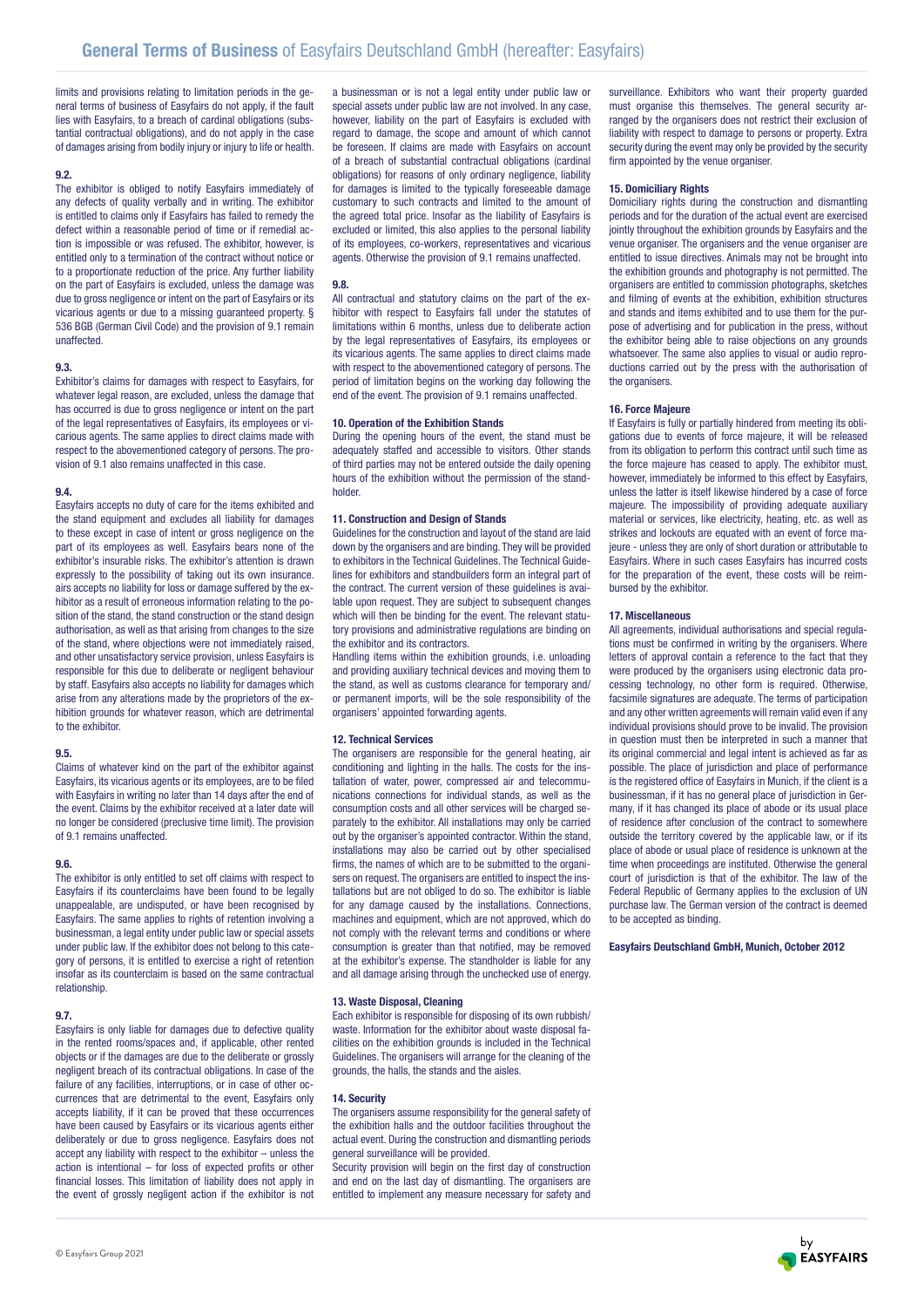limits and provisions relating to limitation periods in the general terms of business of Easyfairs do not apply, if the fault lies with Easyfairs, to a breach of cardinal obligations (substantial contractual obligations), and do not apply in the case of damages arising from bodily injury or injury to life or health.

#### 9.2.

The exhibitor is obliged to notify Easyfairs immediately of any defects of quality verbally and in writing. The exhibitor is entitled to claims only if Easyfairs has failed to remedy the defect within a reasonable period of time or if remedial action is impossible or was refused. The exhibitor, however, is entitled only to a termination of the contract without notice or to a proportionate reduction of the price. Any further liability on the part of Easyfairs is excluded, unless the damage was due to gross negligence or intent on the part of Easyfairs or its vicarious agents or due to a missing guaranteed property. § 536 BGB (German Civil Code) and the provision of 9.1 remain unaffected.

#### 9.3.

Exhibitor's claims for damages with respect to Easyfairs, for whatever legal reason, are excluded, unless the damage that has occurred is due to gross negligence or intent on the part of the legal representatives of Easyfairs, its employees or vicarious agents. The same applies to direct claims made with respect to the abovementioned category of persons. The provision of 9.1 also remains unaffected in this case.

#### 9.4.

Easyfairs accepts no duty of care for the items exhibited and the stand equipment and excludes all liability for damages to these except in case of intent or gross negligence on the part of its employees as well. Easyfairs bears none of the exhibitor's insurable risks. The exhibitor's attention is drawn expressly to the possibility of taking out its own insurance. airs accepts no liability for loss or damage suffered by the exhibitor as a result of erroneous information relating to the position of the stand, the stand construction or the stand design authorisation, as well as that arising from changes to the size of the stand, where objections were not immediately raised, and other unsatisfactory service provision, unless Easyfairs is responsible for this due to deliberate or negligent behaviour by staff. Easyfairs also accepts no liability for damages which arise from any alterations made by the proprietors of the exhibition grounds for whatever reason, which are detrimental to the exhibitor.

#### 9.5.

Claims of whatever kind on the part of the exhibitor against Easyfairs, its vicarious agents or its employees, are to be filed with Easyfairs in writing no later than 14 days after the end of the event. Claims by the exhibitor received at a later date will no longer be considered (preclusive time limit). The provision of 9.1 remains unaffected.

#### 9.6.

The exhibitor is only entitled to set off claims with respect to Easyfairs if its counterclaims have been found to be legally unappealable, are undisputed, or have been recognised by Easyfairs. The same applies to rights of retention involving a businessman, a legal entity under public law or special assets under public law. If the exhibitor does not belong to this category of persons, it is entitled to exercise a right of retention insofar as its counterclaim is based on the same contractual relationship.

#### 9.7.

Easyfairs is only liable for damages due to defective quality in the rented rooms/spaces and, if applicable, other rented objects or if the damages are due to the deliberate or grossly negligent breach of its contractual obligations. In case of the failure of any facilities, interruptions, or in case of other occurrences that are detrimental to the event, Easyfairs only accepts liability, if it can be proved that these occurrences have been caused by Easyfairs or its vicarious agents either deliberately or due to gross negligence. Easyfairs does not accept any liability with respect to the exhibitor – unless the action is intentional – for loss of expected profits or other financial losses. This limitation of liability does not apply in the event of grossly negligent action if the exhibitor is not a businessman or is not a legal entity under public law or special assets under public law are not involved. In any case, however, liability on the part of Easyfairs is excluded with regard to damage, the scope and amount of which cannot be foreseen. If claims are made with Easyfairs on account of a breach of substantial contractual obligations (cardinal obligations) for reasons of only ordinary negligence, liability for damages is limited to the typically foreseeable damage customary to such contracts and limited to the amount of the agreed total price. Insofar as the liability of Easyfairs is excluded or limited, this also applies to the personal liability of its employees, co-workers, representatives and vicarious agents. Otherwise the provision of 9.1 remains unaffected.

#### 9.8.

All contractual and statutory claims on the part of the exhibitor with respect to Easyfairs fall under the statutes of limitations within 6 months, unless due to deliberate action by the legal representatives of Easyfairs, its employees or its vicarious agents. The same applies to direct claims made with respect to the abovementioned category of persons. The period of limitation begins on the working day following the end of the event. The provision of 9.1 remains unaffected.

#### 10. Operation of the Exhibition Stands

During the opening hours of the event, the stand must be adequately staffed and accessible to visitors. Other stands of third parties may not be entered outside the daily opening hours of the exhibition without the permission of the standholder.

#### 11. Construction and Design of Stands

Guidelines for the construction and layout of the stand are laid down by the organisers and are binding. They will be provided to exhibitors in the Technical Guidelines. The Technical Guidelines for exhibitors and standbuilders form an integral part of the contract. The current version of these guidelines is available upon request. They are subject to subsequent changes which will then be binding for the event. The relevant statutory provisions and administrative regulations are binding on the exhibitor and its contractors.

Handling items within the exhibition grounds, i.e. unloading and providing auxiliary technical devices and moving them to the stand, as well as customs clearance for temporary and/or permanent imports, will be the sole responsibility of the organisers' appointed forwarding agents.

#### 12. Technical Services

The organisers are responsible for the general heating, air conditioning and lighting in the halls. The costs for the installation of water, power, compressed air and telecommunications connections for individual stands, as well as the consumption costs and all other services will be charged separately to the exhibitor. All installations may only be carried out by the organiser's appointed contractor. Within the stand, installations may also be carried out by other specialised firms, the names of which are to be submitted to the organisers on request. The organisers are entitled to inspect the installations but are not obliged to do so. The exhibitor is liable for any damage caused by the installations. Connections, machines and equipment, which are not approved, which do not comply with the relevant terms and conditions or where consumption is greater than that notified, may be removed at the exhibitor's expense. The standholder is liable for any and all damage arising through the unchecked use of energy.

#### 13. Waste Disposal, Cleaning

Each exhibitor is responsible for disposing of its own rubbish/waste. Information for the exhibitor about waste disposal facilities on the exhibition grounds is included in the Technical Guidelines. The organisers will arrange for the cleaning of the grounds, the halls, the stands and the aisles.

#### 14. Security

The organisers assume responsibility for the general safety of the exhibition halls and the outdoor facilities throughout the actual event. During the construction and dismantling periods general surveillance will be provided.

Security provision will begin on the first day of construction and end on the last day of dismantling. The organisers are entitled to implement any measure necessary for safety and surveillance. Exhibitors who want their property guarded must organise this themselves. The general security arranged by the organisers does not restrict their exclusion of liability with respect to damage to persons or property. Extra security during the event may only be provided by the security firm appointed by the venue organiser.

#### 15. Domiciliary Rights

Domiciliary rights during the construction and dismantling periods and for the duration of the actual event are exercised jointly throughout the exhibition grounds by Easyfairs and the venue organiser. The organisers and the venue organiser are entitled to issue directives. Animals may not be brought into the exhibition grounds and photography is not permitted. The organisers are entitled to commission photographs, sketches and filming of events at the exhibition, exhibition structures and stands and items exhibited and to use them for the purpose of advertising and for publication in the press, without the exhibitor being able to raise objections on any grounds whatsoever. The same also applies to visual or audio reproductions carried out by the press with the authorisation of the organisers.

#### 16. Force Majeure

If Easyfairs is fully or partially hindered from meeting its obligations due to events of force majeure, it will be released from its obligation to perform this contract until such time as the force majeure has ceased to apply. The exhibitor must, however, immediately be informed to this effect by Easyfairs, unless the latter is itself likewise hindered by a case of force majeure. The impossibility of providing adequate auxiliary material or services, like electricity, heating, etc. as well as strikes and lockouts are equated with an event of force majeure - unless they are only of short duration or attributable to Easyfairs. Where in such cases Easyfairs has incurred costs for the preparation of the event, these costs will be reimbursed by the exhibitor.

#### 17. Miscellaneous

All agreements, individual authorisations and special regulations must be confirmed in writing by the organisers. Where letters of approval contain a reference to the fact that they were produced by the organisers using electronic data processing technology, no other form is required. Otherwise, facsimile signatures are adequate. The terms of participation and any other written agreements will remain valid even if any individual provisions should prove to be invalid. The provision in question must then be interpreted in such a manner that its original commercial and legal intent is achieved as far as possible. The place of jurisdiction and place of performance is the registered office of Easyfairs in Munich, if the client is a businessman, if it has no general place of jurisdiction in Germany, if it has changed its place of abode or its usual place of residence after conclusion of the contract to somewhere outside the territory covered by the applicable law, or if its place of abode or usual place of residence is unknown at the time when proceedings are instituted. Otherwise the general court of jurisdiction is that of the exhibitor. The law of the Federal Republic of Germany applies to the exclusion of UN purchase law. The German version of the contract is deemed to be accepted as binding.

**Easyfairs Deutschland GmbH, Munich, October 2012**